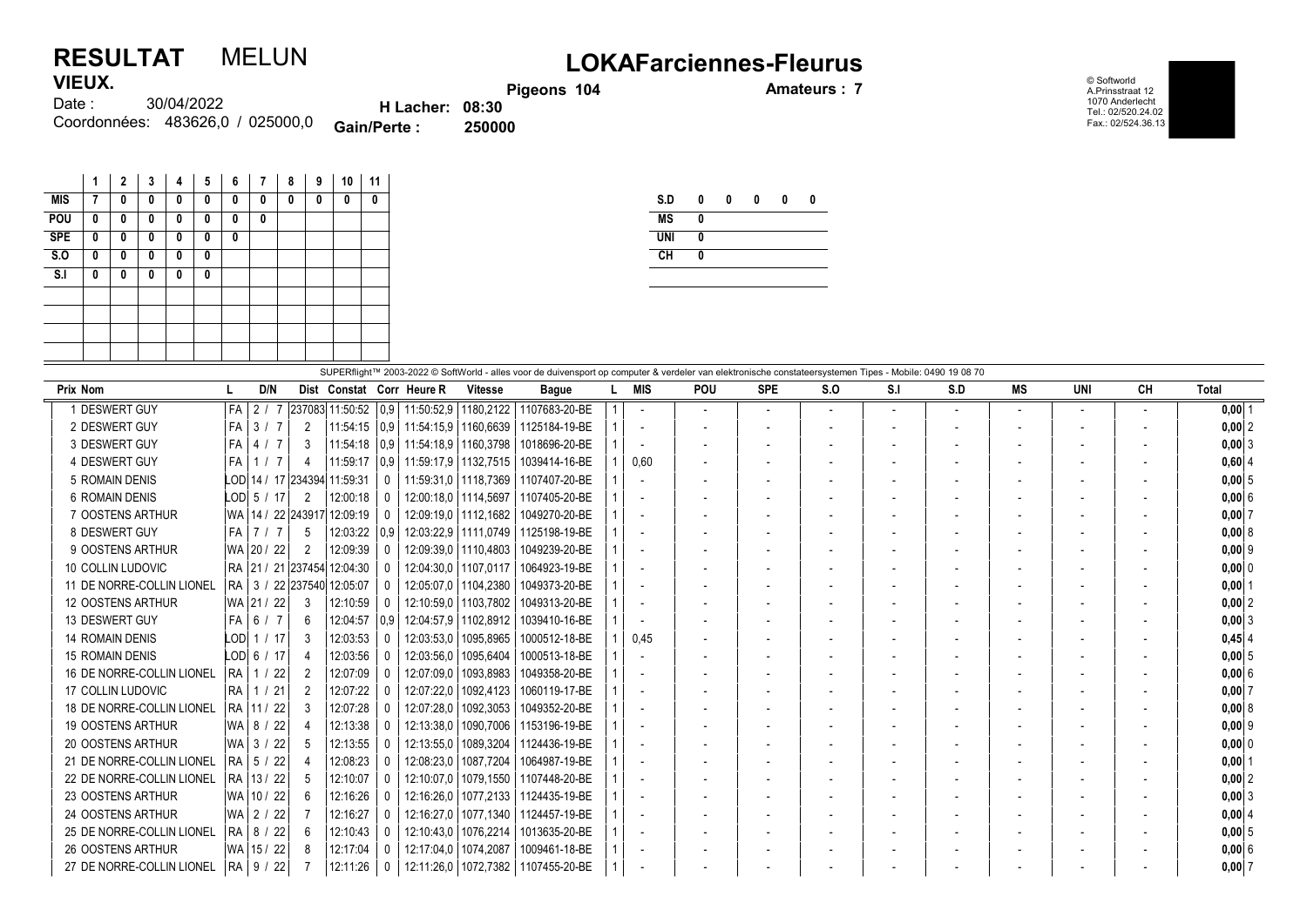# RESULTAT MELUN

**VIEUX.**

Date : 30/04/2022

Coordonnées: 483626,0 / 025000,0

**H Lacher: 08:30**

**Gain/Perte : 250000**

## LOKAFarciennes-Fleurus

**Pigeons 104** **Amateurs : 7**

© Softworld
A.Prinsstraat 12
1070 Anderlecht
Tel.: 02/520.24.02
Fax.: 02/524.36.13

| | 1 | 2 | 3 | 4 | 5 | 6 | 7 | 8 | 9 | 10 | 11 |
|---|---|---|---|---|---|---|---|---|---|---|---|
| MIS | 7 | 0 | 0 | 0 | 0 | 0 | 0 | 0 | 0 | 0 | 0 |
| POU | 0 | 0 | 0 | 0 | 0 | 0 | 0 | | | | |
| SPE | 0 | 0 | 0 | 0 | 0 | 0 | | | | | |
| S.O | 0 | 0 | 0 | 0 | 0 | | | | | | |
| S.I | 0 | 0 | 0 | 0 | 0 | | | | | | |

| | | | | | |
|---|---|---|---|---|---|
| S.D | 0 | 0 | 0 | 0 | 0 |
| MS | 0 | | | | |
| UNI | 0 | | | | |
| CH | 0 | | | | |

SUPERflight™ 2003-2022 © SoftWorld - alles voor de duivensport op computer & verdeler van elektronische constateersystemen Tipes - Mobile: 0490 19 08 70

| Prix | Nom | L | D/N | Dist | Constat | Corr | Heure R | Vitesse | Bague | L | MIS | POU | SPE | S.O | S.I | S.D | MS | UNI | CH | Total | |
|---|---|---|---|---|---|---|---|---|---|---|---|---|---|---|---|---|---|---|---|---|---|
| 1 | DESWERT GUY | FA | 2 / 7 | 237083 | 11:50:52 | 0,9 | 11:50:52,9 | 1180,2122 | 1107683-20-BE | 1 | - | - | - | - | - | - | - | - | - | 0,00 | 1 |
| 2 | DESWERT GUY | FA | 3 / 7 | 2 | 11:54:15 | 0,9 | 11:54:15,9 | 1160,6639 | 1125184-19-BE | 1 | - | - | - | - | - | - | - | - | - | 0,00 | 2 |
| 3 | DESWERT GUY | FA | 4 / 7 | 3 | 11:54:18 | 0,9 | 11:54:18,9 | 1160,3798 | 1018696-20-BE | 1 | - | - | - | - | - | - | - | - | - | 0,00 | 3 |
| 4 | DESWERT GUY | FA | 1 / 7 | 4 | 11:59:17 | 0,9 | 11:59:17,9 | 1132,7515 | 1039414-16-BE | 1 | 0,60 | - | - | - | - | - | - | - | - | 0,60 | 4 |
| 5 | ROMAIN DENIS | LOD | 14 / 17 | 234394 | 11:59:31 | 0 | 11:59:31,0 | 1118,7369 | 1107407-20-BE | 1 | - | - | - | - | - | - | - | - | - | 0,00 | 5 |
| 6 | ROMAIN DENIS | LOD | 5 / 17 | 2 | 12:00:18 | 0 | 12:00:18,0 | 1114,5697 | 1107405-20-BE | 1 | - | - | - | - | - | - | - | - | - | 0,00 | 6 |
| 7 | OOSTENS ARTHUR | WA | 14 / 22 | 243917 | 12:09:19 | 0 | 12:09:19,0 | 1112,1682 | 1049270-20-BE | 1 | - | - | - | - | - | - | - | - | - | 0,00 | 7 |
| 8 | DESWERT GUY | FA | 7 / 7 | 5 | 12:03:22 | 0,9 | 12:03:22,9 | 1111,0749 | 1125198-19-BE | 1 | - | - | - | - | - | - | - | - | - | 0,00 | 8 |
| 9 | OOSTENS ARTHUR | WA | 20 / 22 | 2 | 12:09:39 | 0 | 12:09:39,0 | 1110,4803 | 1049239-20-BE | 1 | - | - | - | - | - | - | - | - | - | 0,00 | 9 |
| 10 | COLLIN LUDOVIC | RA | 21 / 21 | 237454 | 12:04:30 | 0 | 12:04:30,0 | 1107,0117 | 1064923-19-BE | 1 | - | - | - | - | - | - | - | - | - | 0,00 | 0 |
| 11 | DE NORRE-COLLIN LIONEL | RA | 3 / 22 | 237540 | 12:05:07 | 0 | 12:05:07,0 | 1104,2380 | 1049373-20-BE | 1 | - | - | - | - | - | - | - | - | - | 0,00 | 1 |
| 12 | OOSTENS ARTHUR | WA | 21 / 22 | 3 | 12:10:59 | 0 | 12:10:59,0 | 1103,7802 | 1049313-20-BE | 1 | - | - | - | - | - | - | - | - | - | 0,00 | 2 |
| 13 | DESWERT GUY | FA | 6 / 7 | 6 | 12:04:57 | 0,9 | 12:04:57,9 | 1102,8912 | 1039410-16-BE | 1 | - | - | - | - | - | - | - | - | - | 0,00 | 3 |
| 14 | ROMAIN DENIS | LOD | 1 / 17 | 3 | 12:03:53 | 0 | 12:03:53,0 | 1095,8965 | 1000512-18-BE | 1 | 0,45 | - | - | - | - | - | - | - | - | 0,45 | 4 |
| 15 | ROMAIN DENIS | LOD | 6 / 17 | 4 | 12:03:56 | 0 | 12:03:56,0 | 1095,6404 | 1000513-18-BE | 1 | - | - | - | - | - | - | - | - | - | 0,00 | 5 |
| 16 | DE NORRE-COLLIN LIONEL | RA | 1 / 22 | 2 | 12:07:09 | 0 | 12:07:09,0 | 1093,8983 | 1049358-20-BE | 1 | - | - | - | - | - | - | - | - | - | 0,00 | 6 |
| 17 | COLLIN LUDOVIC | RA | 1 / 21 | 2 | 12:07:22 | 0 | 12:07:22,0 | 1092,4123 | 1060119-17-BE | 1 | - | - | - | - | - | - | - | - | - | 0,00 | 7 |
| 18 | DE NORRE-COLLIN LIONEL | RA | 11 / 22 | 3 | 12:07:28 | 0 | 12:07:28,0 | 1092,3053 | 1049352-20-BE | 1 | - | - | - | - | - | - | - | - | - | 0,00 | 8 |
| 19 | OOSTENS ARTHUR | WA | 8 / 22 | 4 | 12:13:38 | 0 | 12:13:38,0 | 1090,7006 | 1153196-19-BE | 1 | - | - | - | - | - | - | - | - | - | 0,00 | 9 |
| 20 | OOSTENS ARTHUR | WA | 3 / 22 | 5 | 12:13:55 | 0 | 12:13:55,0 | 1089,3204 | 1124436-19-BE | 1 | - | - | - | - | - | - | - | - | - | 0,00 | 0 |
| 21 | DE NORRE-COLLIN LIONEL | RA | 5 / 22 | 4 | 12:08:23 | 0 | 12:08:23,0 | 1087,7204 | 1064987-19-BE | 1 | - | - | - | - | - | - | - | - | - | 0,00 | 1 |
| 22 | DE NORRE-COLLIN LIONEL | RA | 13 / 22 | 5 | 12:10:07 | 0 | 12:10:07,0 | 1079,1550 | 1107448-20-BE | 1 | - | - | - | - | - | - | - | - | - | 0,00 | 2 |
| 23 | OOSTENS ARTHUR | WA | 10 / 22 | 6 | 12:16:26 | 0 | 12:16:26,0 | 1077,2133 | 1124435-19-BE | 1 | - | - | - | - | - | - | - | - | - | 0,00 | 3 |
| 24 | OOSTENS ARTHUR | WA | 2 / 22 | 7 | 12:16:27 | 0 | 12:16:27,0 | 1077,1340 | 1124457-19-BE | 1 | - | - | - | - | - | - | - | - | - | 0,00 | 4 |
| 25 | DE NORRE-COLLIN LIONEL | RA | 8 / 22 | 6 | 12:10:43 | 0 | 12:10:43,0 | 1076,2214 | 1013635-20-BE | 1 | - | - | - | - | - | - | - | - | - | 0,00 | 5 |
| 26 | OOSTENS ARTHUR | WA | 15 / 22 | 8 | 12:17:04 | 0 | 12:17:04,0 | 1074,2087 | 1009461-18-BE | 1 | - | - | - | - | - | - | - | - | - | 0,00 | 6 |
| 27 | DE NORRE-COLLIN LIONEL | RA | 9 / 22 | 7 | 12:11:26 | 0 | 12:11:26,0 | 1072,7382 | 1107455-20-BE | 1 | - | - | - | - | - | - | - | - | - | 0,00 | 7 |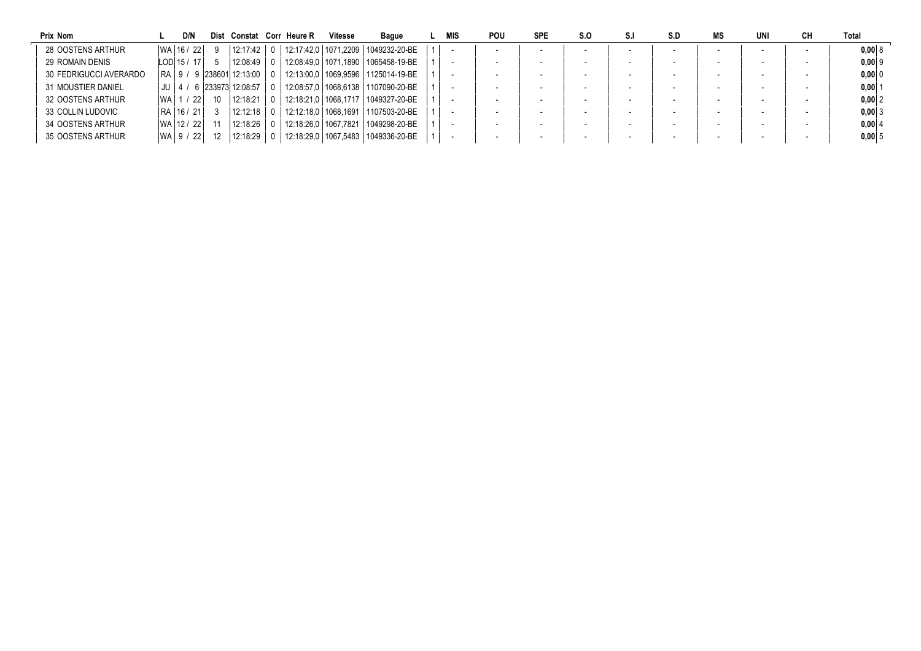| Prix | Nom | L | D/N | Dist | Constat | Corr | Heure R | Vitesse | Bague | L | MIS | POU | SPE | S.O | S.I | S.D | MS | UNI | CH | Total | |
|---|---|---|---|---|---|---|---|---|---|---|---|---|---|---|---|---|---|---|---|---|---|
| 28 | OOSTENS ARTHUR | WA | 16 / 22 | 9 | 12:17:42 | 0 | 12:17:42,0 | 1071,2209 | 1049232-20-BE | 1 | - | - | - | - | - | - | - | - | - | 0,00 | 8 |
| 29 | ROMAIN DENIS | LOD | 15 / 17 | 5 | 12:08:49 | 0 | 12:08:49,0 | 1071,1890 | 1065458-19-BE | 1 | - | - | - | - | - | - | - | - | - | 0,00 | 9 |
| 30 | FEDRIGUCCI AVERARDO | RA | 9 / 9 | 238601 | 12:13:00 | 0 | 12:13:00,0 | 1069,9596 | 1125014-19-BE | 1 | - | - | - | - | - | - | - | - | - | 0,00 | 0 |
| 31 | MOUSTIER DANIEL | JU | 4 / 6 | 233973 | 12:08:57 | 0 | 12:08:57,0 | 1068,6138 | 1107090-20-BE | 1 | - | - | - | - | - | - | - | - | - | 0,00 | 1 |
| 32 | OOSTENS ARTHUR | WA | 1 / 22 | 10 | 12:18:21 | 0 | 12:18:21,0 | 1068,1717 | 1049327-20-BE | 1 | - | - | - | - | - | - | - | - | - | 0,00 | 2 |
| 33 | COLLIN LUDOVIC | RA | 16 / 21 | 3 | 12:12:18 | 0 | 12:12:18,0 | 1068,1691 | 1107503-20-BE | 1 | - | - | - | - | - | - | - | - | - | 0,00 | 3 |
| 34 | OOSTENS ARTHUR | WA | 12 / 22 | 11 | 12:18:26 | 0 | 12:18:26,0 | 1067,7821 | 1049298-20-BE | 1 | - | - | - | - | - | - | - | - | - | 0,00 | 4 |
| 35 | OOSTENS ARTHUR | WA | 9 / 22 | 12 | 12:18:29 | 0 | 12:18:29,0 | 1067,5483 | 1049336-20-BE | 1 | - | - | - | - | - | - | - | - | - | 0,00 | 5 |